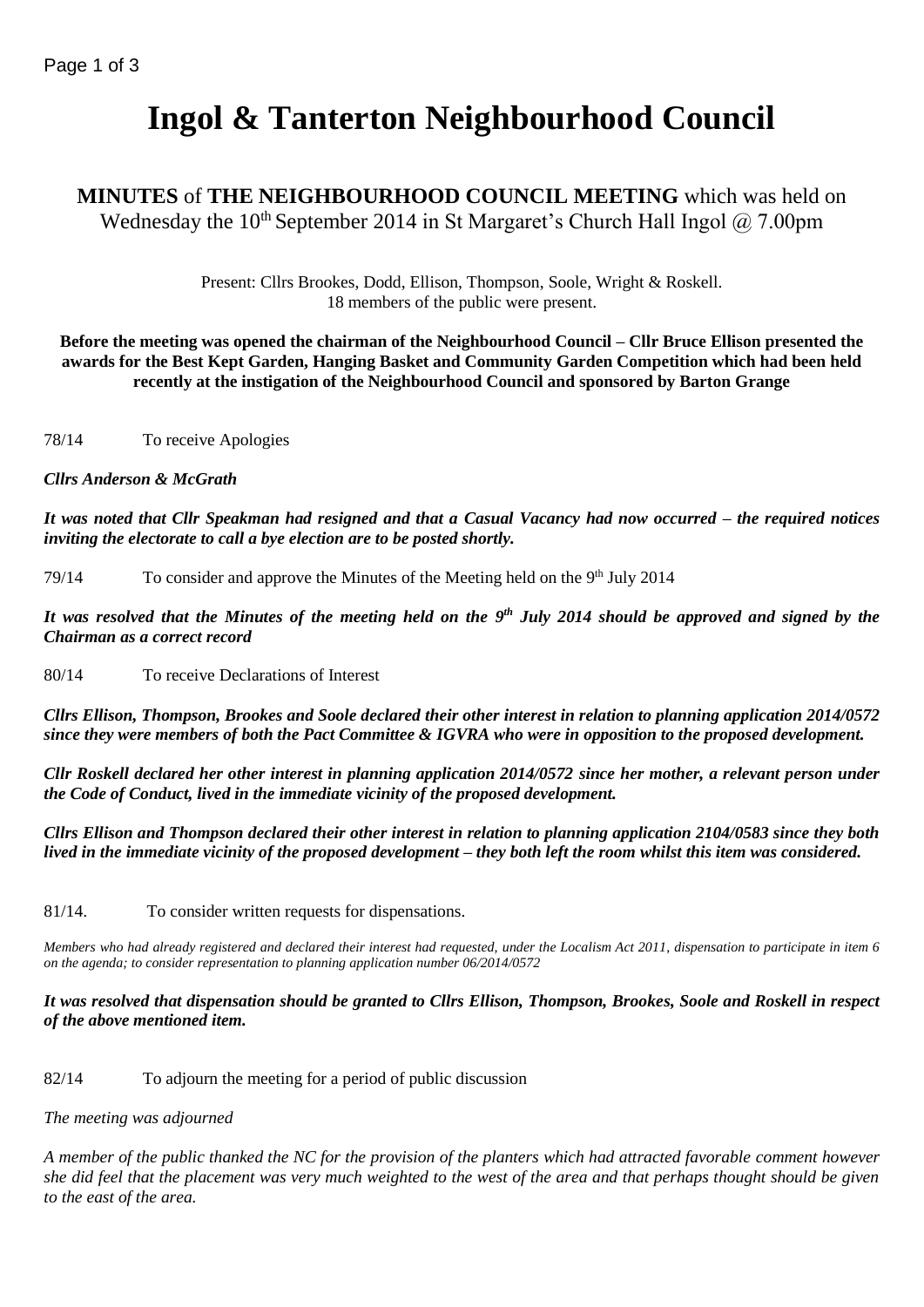# Ingol & Tanterton Neighbourhood Council

**MINUTES** of **THE NEIGHBOURHOOD COUNCIL MEETING** which was held on Wednesday the 10th September 2014 in St Margaret's Church Hall Ingol @ 7.00pm

Present: Cllrs Brookes, Dodd, Ellison, Thompson, Soole, Wright & Roskell.
18 members of the public were present.

**Before the meeting was opened the chairman of the Neighbourhood Council – Cllr Bruce Ellison presented the awards for the Best Kept Garden, Hanging Basket and Community Garden Competition which had been held recently at the instigation of the Neighbourhood Council and sponsored by Barton Grange**

78/14 To receive Apologies

***Cllrs Anderson & McGrath***

***It was noted that Cllr Speakman had resigned and that a Casual Vacancy had now occurred – the required notices inviting the electorate to call a bye election are to be posted shortly.***

79/14 To consider and approve the Minutes of the Meeting held on the 9th July 2014

***It was resolved that the Minutes of the meeting held on the 9th July 2014 should be approved and signed by the Chairman as a correct record***

80/14 To receive Declarations of Interest

***Cllrs Ellison, Thompson, Brookes and Soole declared their other interest in relation to planning application 2014/0572 since they were members of both the Pact Committee & IGVRA who were in opposition to the proposed development.***

***Cllr Roskell declared her other interest in planning application 2014/0572 since her mother, a relevant person under the Code of Conduct, lived in the immediate vicinity of the proposed development.***

***Cllrs Ellison and Thompson declared their other interest in relation to planning application 2104/0583 since they both lived in the immediate vicinity of the proposed development – they both left the room whilst this item was considered.***

81/14. To consider written requests for dispensations.

*Members who had already registered and declared their interest had requested, under the Localism Act 2011, dispensation to participate in item 6 on the agenda; to consider representation to planning application number 06/2014/0572*

***It was resolved that dispensation should be granted to Cllrs Ellison, Thompson, Brookes, Soole and Roskell in respect of the above mentioned item.***

82/14 To adjourn the meeting for a period of public discussion

*The meeting was adjourned*

*A member of the public thanked the NC for the provision of the planters which had attracted favorable comment however she did feel that the placement was very much weighted to the west of the area and that perhaps thought should be given to the east of the area.*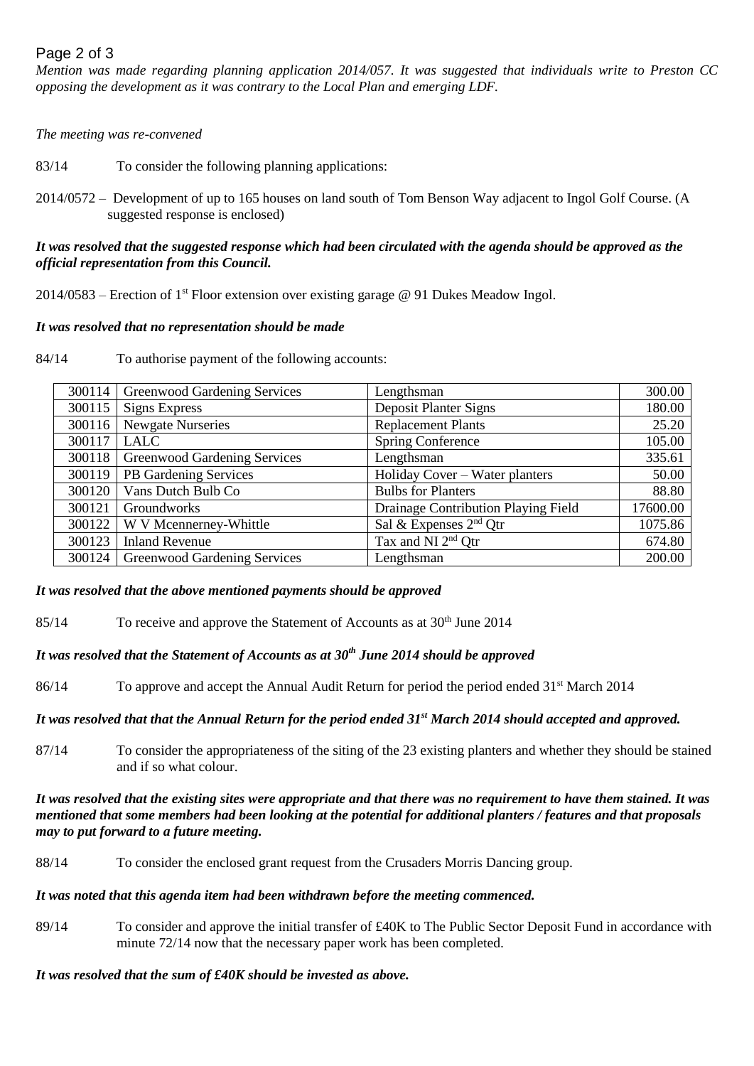*Mention was made regarding planning application 2014/057. It was suggested that individuals write to Preston CC opposing the development as it was contrary to the Local Plan and emerging LDF.*

*The meeting was re-convened*

83/14 To consider the following planning applications:

2014/0572 – Development of up to 165 houses on land south of Tom Benson Way adjacent to Ingol Golf Course. (A suggested response is enclosed)

***It was resolved that the suggested response which had been circulated with the agenda should be approved as the official representation from this Council.***

2014/0583 – Erection of 1st Floor extension over existing garage @ 91 Dukes Meadow Ingol.

***It was resolved that no representation should be made***

84/14 To authorise payment of the following accounts:

| | | | |
|---|---|---|---|
| 300114 | Greenwood Gardening Services | Lengthsman | 300.00 |
| 300115 | Signs Express | Deposit Planter Signs | 180.00 |
| 300116 | Newgate Nurseries | Replacement Plants | 25.20 |
| 300117 | LALC | Spring Conference | 105.00 |
| 300118 | Greenwood Gardening Services | Lengthsman | 335.61 |
| 300119 | PB Gardening Services | Holiday Cover – Water planters | 50.00 |
| 300120 | Vans Dutch Bulb Co | Bulbs for Planters | 88.80 |
| 300121 | Groundworks | Drainage Contribution Playing Field | 17600.00 |
| 300122 | W V Mcennerney-Whittle | Sal & Expenses 2nd Qtr | 1075.86 |
| 300123 | Inland Revenue | Tax and NI 2nd Qtr | 674.80 |
| 300124 | Greenwood Gardening Services | Lengthsman | 200.00 |

***It was resolved that the above mentioned payments should be approved***

85/14 To receive and approve the Statement of Accounts as at 30th June 2014

***It was resolved that the Statement of Accounts as at 30th June 2014 should be approved***

86/14 To approve and accept the Annual Audit Return for period the period ended 31st March 2014

***It was resolved that that the Annual Return for the period ended 31st March 2014 should accepted and approved.***

87/14 To consider the appropriateness of the siting of the 23 existing planters and whether they should be stained and if so what colour.

***It was resolved that the existing sites were appropriate and that there was no requirement to have them stained. It was mentioned that some members had been looking at the potential for additional planters / features and that proposals may to put forward to a future meeting.***

88/14 To consider the enclosed grant request from the Crusaders Morris Dancing group.

***It was noted that this agenda item had been withdrawn before the meeting commenced.***

89/14 To consider and approve the initial transfer of £40K to The Public Sector Deposit Fund in accordance with minute 72/14 now that the necessary paper work has been completed.

***It was resolved that the sum of £40K should be invested as above.***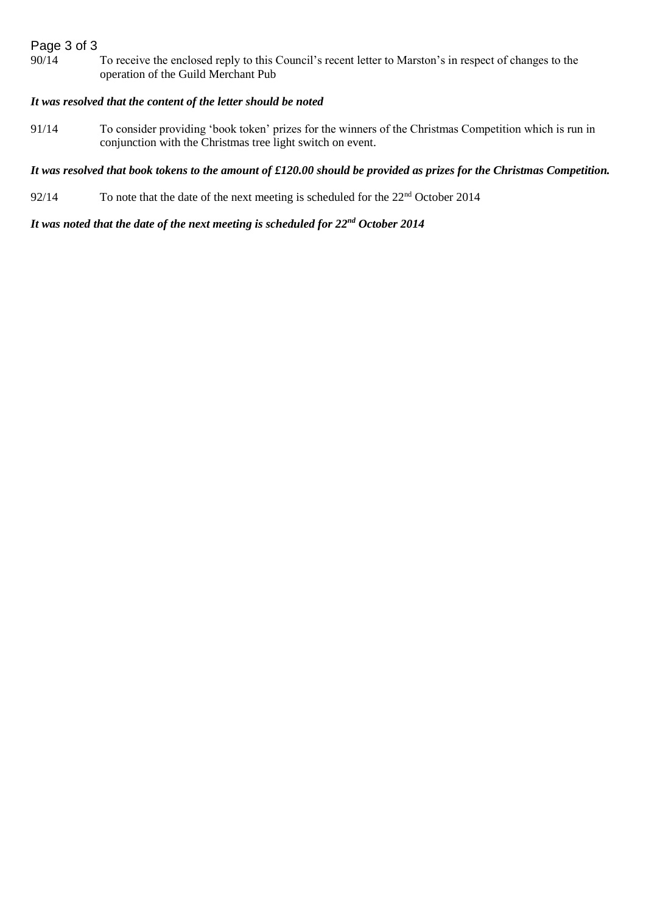90/14 To receive the enclosed reply to this Council's recent letter to Marston's in respect of changes to the operation of the Guild Merchant Pub

***It was resolved that the content of the letter should be noted***

91/14 To consider providing 'book token' prizes for the winners of the Christmas Competition which is run in conjunction with the Christmas tree light switch on event.

***It was resolved that book tokens to the amount of £120.00 should be provided as prizes for the Christmas Competition.***

92/14 To note that the date of the next meeting is scheduled for the 22nd October 2014

***It was noted that the date of the next meeting is scheduled for 22nd October 2014***